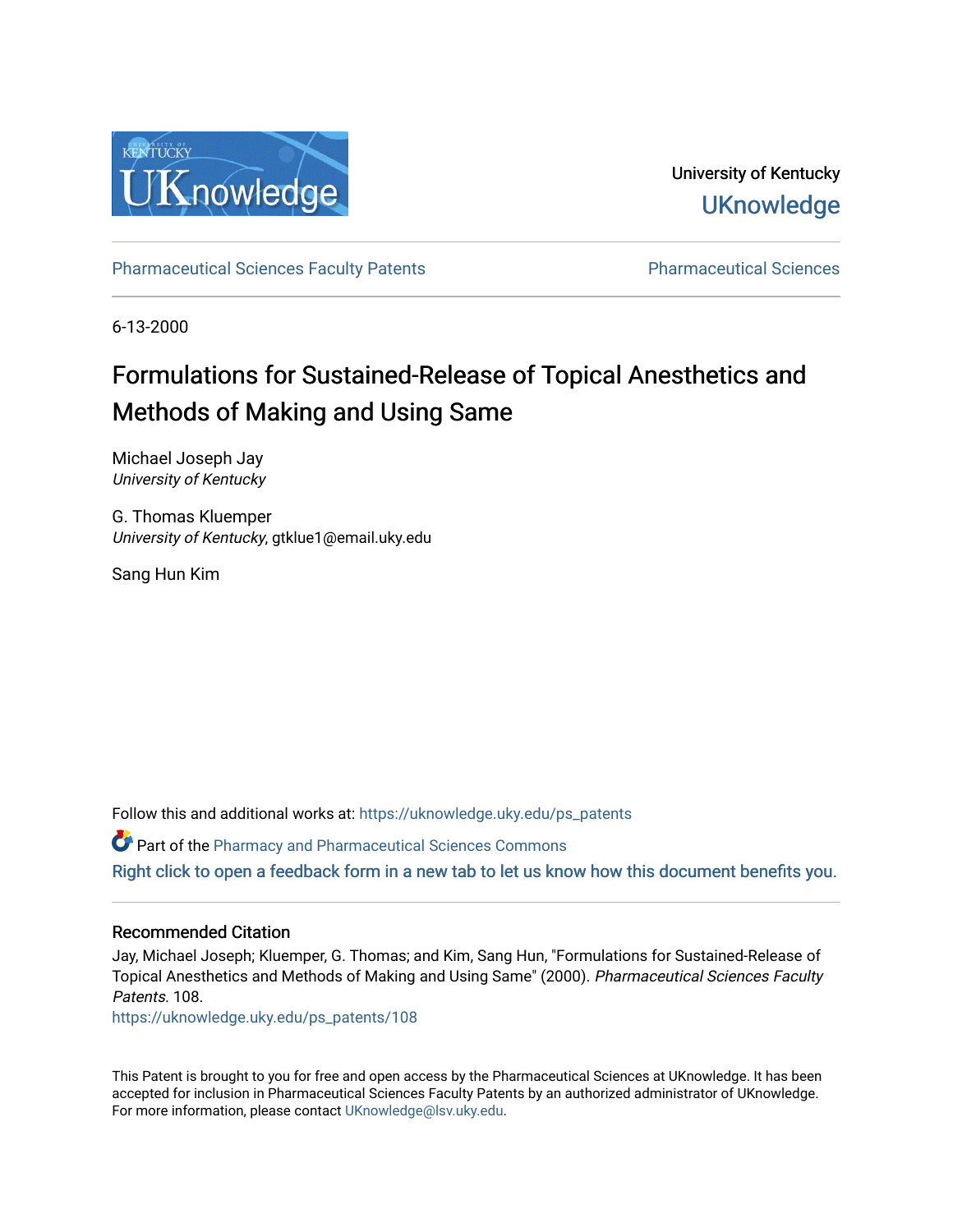University of Kentucky

UKnowledge

Pharmaceutical Sciences Faculty Patents | Pharmaceutical Sciences

6-13-2000

# Formulations for Sustained-Release of Topical Anesthetics and Methods of Making and Using Same

Michael Joseph Jay
*University of Kentucky*

G. Thomas Kluemper
*University of Kentucky*, gtklue1@email.uky.edu

Sang Hun Kim

Follow this and additional works at: https://uknowledge.uky.edu/ps_patents

Part of the Pharmacy and Pharmaceutical Sciences Commons

Right click to open a feedback form in a new tab to let us know how this document benefits you.

### Recommended Citation

Jay, Michael Joseph; Kluemper, G. Thomas; and Kim, Sang Hun, "Formulations for Sustained-Release of Topical Anesthetics and Methods of Making and Using Same" (2000). *Pharmaceutical Sciences Faculty Patents*. 108.
https://uknowledge.uky.edu/ps_patents/108

This Patent is brought to you for free and open access by the Pharmaceutical Sciences at UKnowledge. It has been accepted for inclusion in Pharmaceutical Sciences Faculty Patents by an authorized administrator of UKnowledge. For more information, please contact UKnowledge@lsv.uky.edu.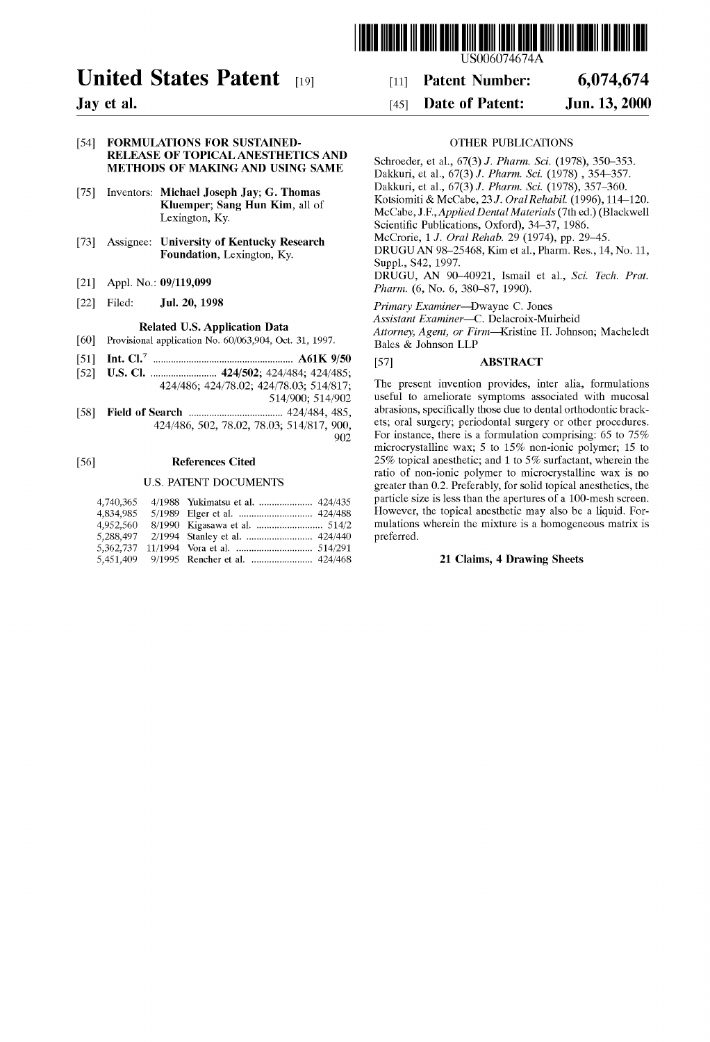# United States Patent [19]

**Jay et al.**

[11] **Patent Number: 6,074,674**

[45] **Date of Patent: Jun. 13, 2000**

US006074674A

[54] **FORMULATIONS FOR SUSTAINED-RELEASE OF TOPICAL ANESTHETICS AND METHODS OF MAKING AND USING SAME**

[75] Inventors: **Michael Joseph Jay; G. Thomas Kluemper; Sang Hun Kim**, all of Lexington, Ky.

[73] Assignee: **University of Kentucky Research Foundation**, Lexington, Ky.

[21] Appl. No.: **09/119,099**

[22] Filed: **Jul. 20, 1998**

### Related U.S. Application Data

[60] Provisional application No. 60/063,904, Oct. 31, 1997.

[51] **Int. Cl.**[7] ..................................................... **A61K 9/50**

[52] **U.S. Cl.** .......................... **424/502**; 424/484; 424/485; 424/486; 424/78.02; 424/78.03; 514/817; 514/900; 514/902

[58] **Field of Search** ..................................... 424/484, 485, 424/486, 502, 78.02, 78.03; 514/817, 900, 902

[56] **References Cited**

U.S. PATENT DOCUMENTS

| | | | |
|---|---|---|---|
| 4,740,365 | 4/1988 | Yukimatsu et al. | 424/435 |
| 4,834,985 | 5/1989 | Elger et al. | 424/488 |
| 4,952,560 | 8/1990 | Kigasawa et al. | 514/2 |
| 5,288,497 | 2/1994 | Stanley et al. | 424/440 |
| 5,362,737 | 11/1994 | Vora et al. | 514/291 |
| 5,451,409 | 9/1995 | Rencher et al. | 424/468 |

OTHER PUBLICATIONS

Schroeder, et al., 67(3) *J. Pharm. Sci.* (1978), 350–353.
Dakkuri, et al., 67(3) *J. Pharm. Sci.* (1978), 354–357.
Dakkuri, et al., 67(3) *J. Pharm. Sci.* (1978), 357–360.
Kotsiomiti & McCabe, 23 *J. Oral Rehabil.* (1996), 114–120.
McCabe, J.F., *Applied Dental Materials* (7th ed.) (Blackwell Scientific Publications, Oxford), 34–37, 1986.
McCrorie, 1 *J. Oral Rehab.* 29 (1974), pp. 29–45.
DRUGU AN 98–25468, Kim et al., Pharm. Res., 14, No. 11, Suppl., S42, 1997.
DRUGU, AN 90–40921, Ismail et al., *Sci. Tech. Prat. Pharm.* (6, No. 6, 380–87, 1990).

*Primary Examiner*—Dwayne C. Jones
*Assistant Examiner*—C. Delacroix-Muirheid
*Attorney, Agent, or Firm*—Kristine H. Johnson; Macheledt Bales & Johnson LLP

[57] **ABSTRACT**

The present invention provides, inter alia, formulations useful to ameliorate symptoms associated with mucosal abrasions, specifically those due to dental orthodontic brackets; oral surgery; periodontal surgery or other procedures. For instance, there is a formulation comprising: 65 to 75% microcrystalline wax; 5 to 15% non-ionic polymer; 15 to 25% topical anesthetic; and 1 to 5% surfactant, wherein the ratio of non-ionic polymer to microcrystalline wax is no greater than 0.2. Preferably, for solid topical anesthetics, the particle size is less than the apertures of a 100-mesh screen. However, the topical anesthetic may also be a liquid. Formulations wherein the mixture is a homogeneous matrix is preferred.

**21 Claims, 4 Drawing Sheets**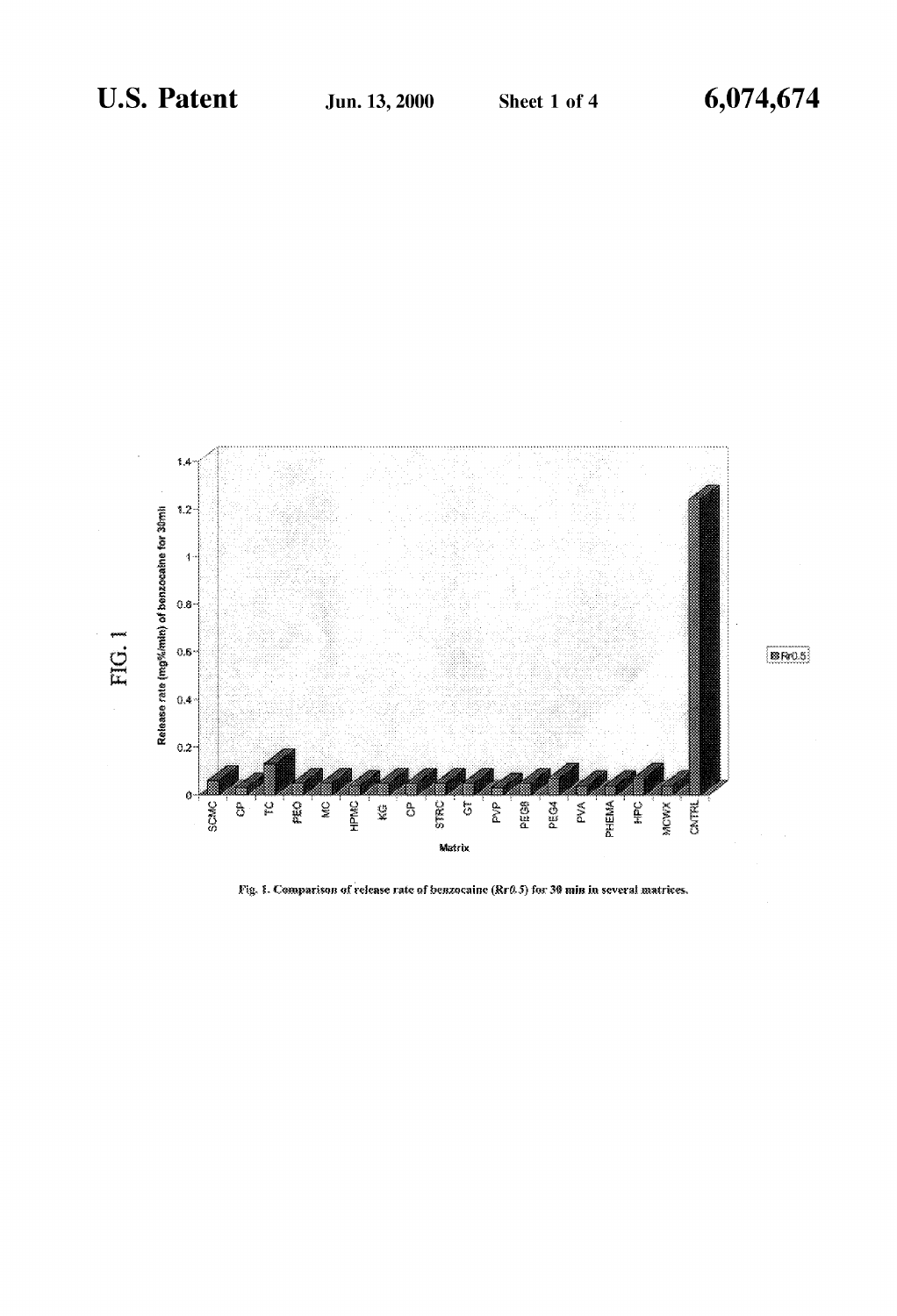FIG. 1

Fig. 1. Comparison of release rate of benzocaine (Rr*0.5*) for 30 min in several matrices.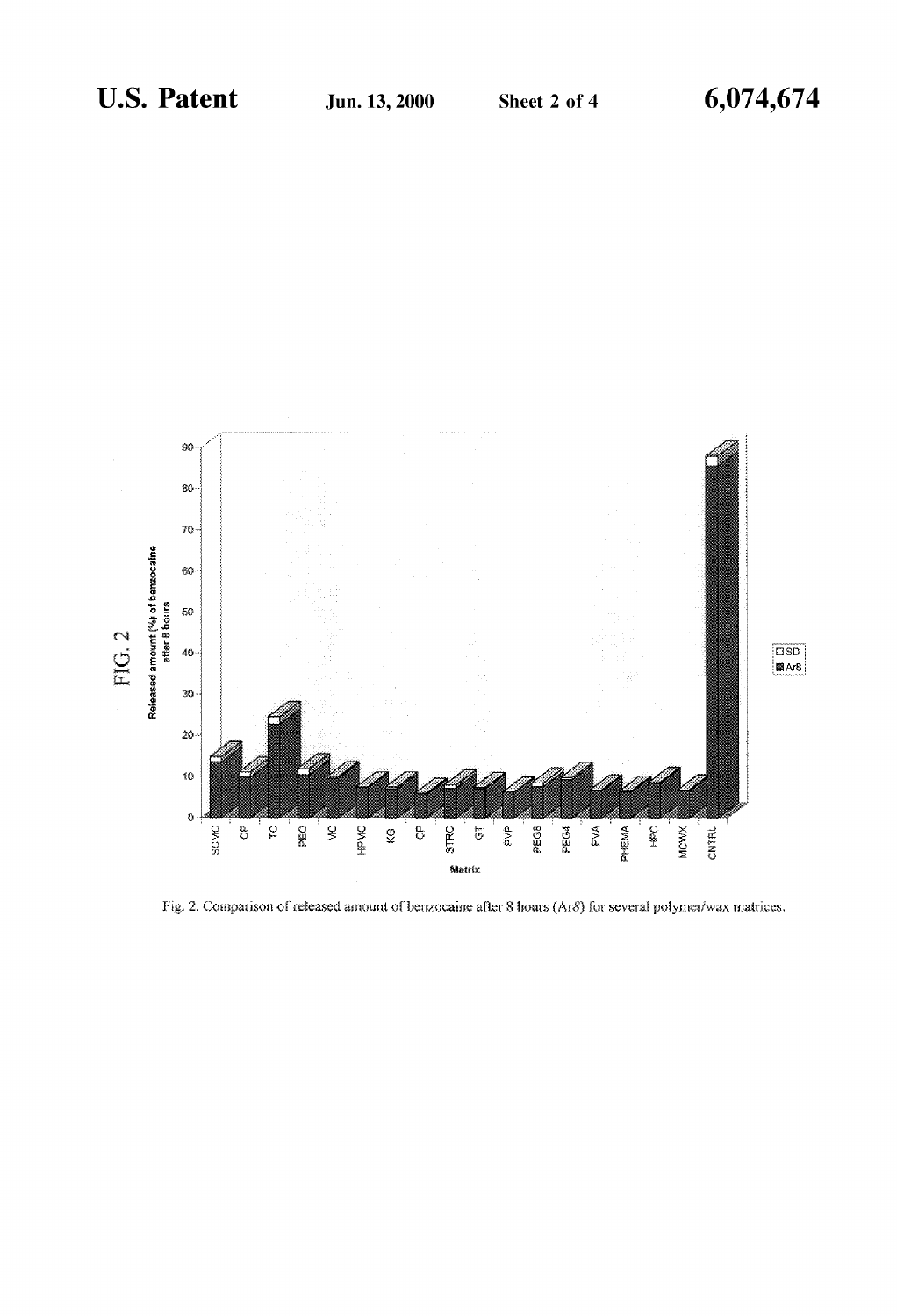FIG. 2

Fig. 2. Comparison of released amount of benzocaine after 8 hours (Ar8) for several polymer/wax matrices.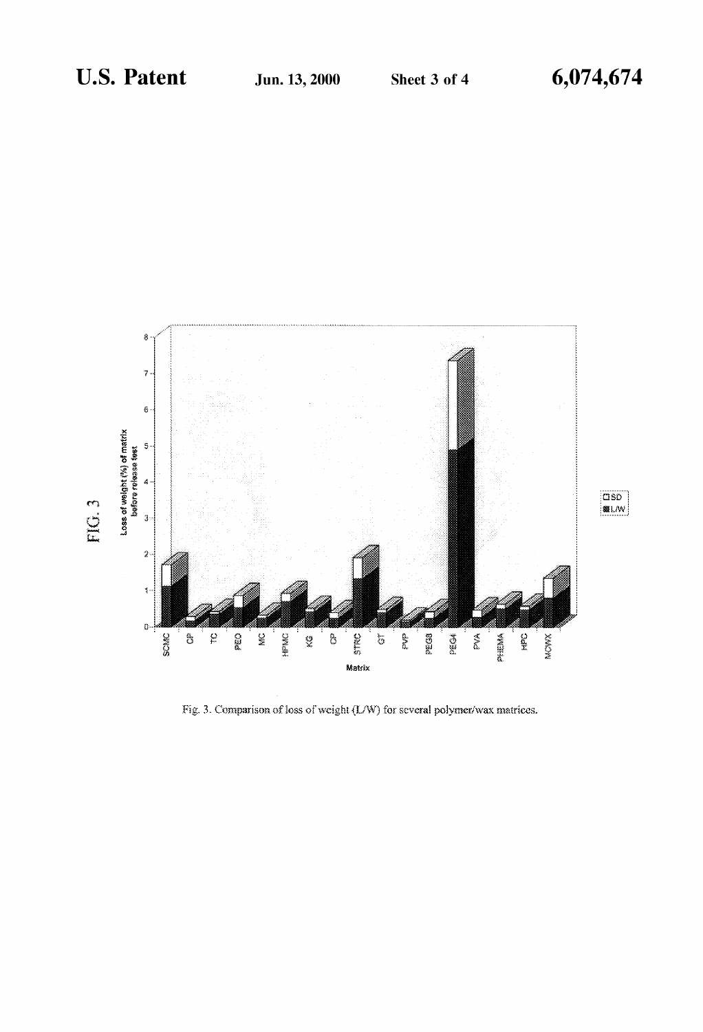FIG. 3

Loss of weight (%) of matrix before release test

Matrix

SCMC, CP, TC, PEO, MC, HPMC, KG, CP, STRC, GT, PVP, PEG8, PEG4, PVA, PHEMA, HPC, MCWX

□SD
▩L/W

Fig. 3. Comparison of loss of weight (L/W) for several polymer/wax matrices.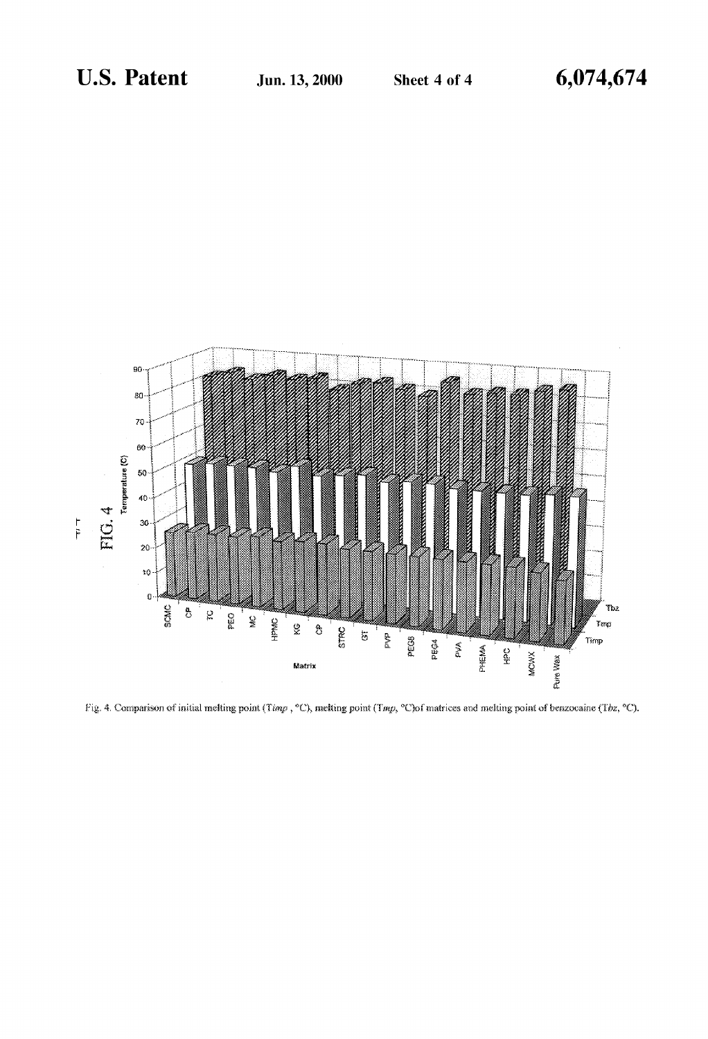FIG. 4

Fig. 4. Comparison of initial melting point ($T_{imp}$, °C), melting point ($T_{mp}$, °C) of matrices and melting point of benzocaine ($T_{bz}$, °C).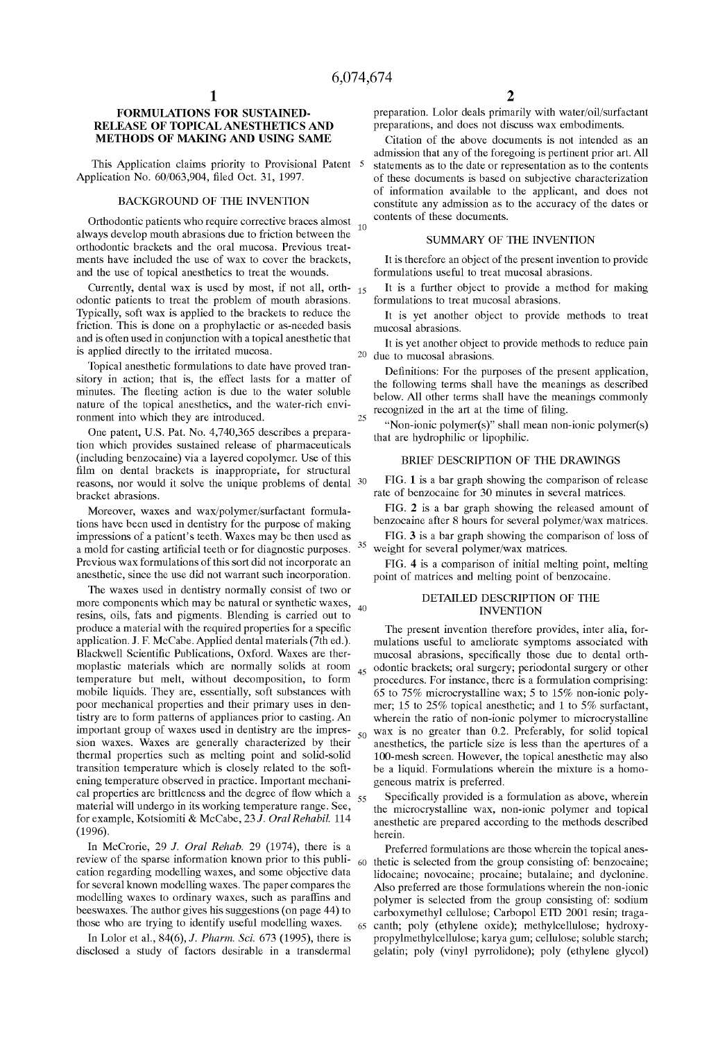# FORMULATIONS FOR SUSTAINED-RELEASE OF TOPICAL ANESTHETICS AND METHODS OF MAKING AND USING SAME

This Application claims priority to Provisional Patent Application No. 60/063,904, filed Oct. 31, 1997.

## BACKGROUND OF THE INVENTION

Orthodontic patients who require corrective braces almost always develop mouth abrasions due to friction between the orthodontic brackets and the oral mucosa. Previous treatments have included the use of wax to cover the brackets, and the use of topical anesthetics to treat the wounds.

Currently, dental wax is used by most, if not all, orthodontic patients to treat the problem of mouth abrasions. Typically, soft wax is applied to the brackets to reduce the friction. This is done on a prophylactic or as-needed basis and is often used in conjunction with a topical anesthetic that is applied directly to the irritated mucosa.

Topical anesthetic formulations to date have proved transitory in action; that is, the effect lasts for a matter of minutes. The fleeting action is due to the water soluble nature of the topical anesthetics, and the water-rich environment into which they are introduced.

One patent, U.S. Pat. No. 4,740,365 describes a preparation which provides sustained release of pharmaceuticals (including benzocaine) via a layered copolymer. Use of this film on dental brackets is inappropriate, for structural reasons, nor would it solve the unique problems of dental bracket abrasions.

Moreover, waxes and wax/polymer/surfactant formulations have been used in dentistry for the purpose of making impressions of a patient's teeth. Waxes may be then used as a mold for casting artificial teeth or for diagnostic purposes. Previous wax formulations of this sort did not incorporate an anesthetic, since the use did not warrant such incorporation.

The waxes used in dentistry normally consist of two or more components which may be natural or synthetic waxes, resins, oils, fats and pigments. Blending is carried out to produce a material with the required properties for a specific application. J. F. McCabe. Applied dental materials (7th ed.). Blackwell Scientific Publications, Oxford. Waxes are thermoplastic materials which are normally solids at room temperature but melt, without decomposition, to form mobile liquids. They are, essentially, soft substances with poor mechanical properties and their primary uses in dentistry are to form patterns of appliances prior to casting. An important group of waxes used in dentistry are the impression waxes. Waxes are generally characterized by their thermal properties such as melting point and solid-solid transition temperature which is closely related to the softening temperature observed in practice. Important mechanical properties are brittleness and the degree of flow which a material will undergo in its working temperature range. See, for example, Kotsiomiti & McCabe, 23 *J. Oral Rehabil.* 114 (1996).

In McCrorie, 29 *J. Oral Rehab.* 29 (1974), there is a review of the sparse information known prior to this publication regarding modelling waxes, and some objective data for several known modelling waxes. The paper compares the modelling waxes to ordinary waxes, such as paraffins and beeswaxes. The author gives his suggestions (on page 44) to those who are trying to identify useful modelling waxes.

In Lolor et al., 84(6), *J. Pharm. Sci.* 673 (1995), there is disclosed a study of factors desirable in a transdermal preparation. Lolor deals primarily with water/oil/surfactant preparations, and does not discuss wax embodiments.

Citation of the above documents is not intended as an admission that any of the foregoing is pertinent prior art. All statements as to the date or representation as to the contents of these documents is based on subjective characterization of information available to the applicant, and does not constitute any admission as to the accuracy of the dates or contents of these documents.

## SUMMARY OF THE INVENTION

It is therefore an object of the present invention to provide formulations useful to treat mucosal abrasions.

It is a further object to provide a method for making formulations to treat mucosal abrasions.

It is yet another object to provide methods to treat mucosal abrasions.

It is yet another object to provide methods to reduce pain due to mucosal abrasions.

Definitions: For the purposes of the present application, the following terms shall have the meanings as described below. All other terms shall have the meanings commonly recognized in the art at the time of filing.

"Non-ionic polymer(s)" shall mean non-ionic polymer(s) that are hydrophilic or lipophilic.

## BRIEF DESCRIPTION OF THE DRAWINGS

FIG. **1** is a bar graph showing the comparison of release rate of benzocaine for 30 minutes in several matrices.

FIG. **2** is a bar graph showing the released amount of benzocaine after 8 hours for several polymer/wax matrices.

FIG. **3** is a bar graph showing the comparison of loss of weight for several polymer/wax matrices.

FIG. **4** is a comparison of initial melting point, melting point of matrices and melting point of benzocaine.

## DETAILED DESCRIPTION OF THE INVENTION

The present invention therefore provides, inter alia, formulations useful to ameliorate symptoms associated with mucosal abrasions, specifically those due to dental orthodontic brackets; oral surgery; periodontal surgery or other procedures. For instance, there is a formulation comprising: 65 to 75% microcrystalline wax; 5 to 15% non-ionic polymer; 15 to 25% topical anesthetic; and 1 to 5% surfactant, wherein the ratio of non-ionic polymer to microcrystalline wax is no greater than 0.2. Preferably, for solid topical anesthetics, the particle size is less than the apertures of a 100-mesh screen. However, the topical anesthetic may also be a liquid. Formulations wherein the mixture is a homogeneous matrix is preferred.

Specifically provided is a formulation as above, wherein the microcrystalline wax, non-ionic polymer and topical anesthetic are prepared according to the methods described herein.

Preferred formulations are those wherein the topical anesthetic is selected from the group consisting of: benzocaine; lidocaine; novocaine; procaine; butalaine; and dyclonine. Also preferred are those formulations wherein the non-ionic polymer is selected from the group consisting of: sodium carboxymethyl cellulose; Carbopol ETD 2001 resin; tragacanth; poly (ethylene oxide); methylcellulose; hydroxypropylmethylcellulose; karya gum; cellulose; soluble starch; gelatin; poly (vinyl pyrrolidone); poly (ethylene glycol)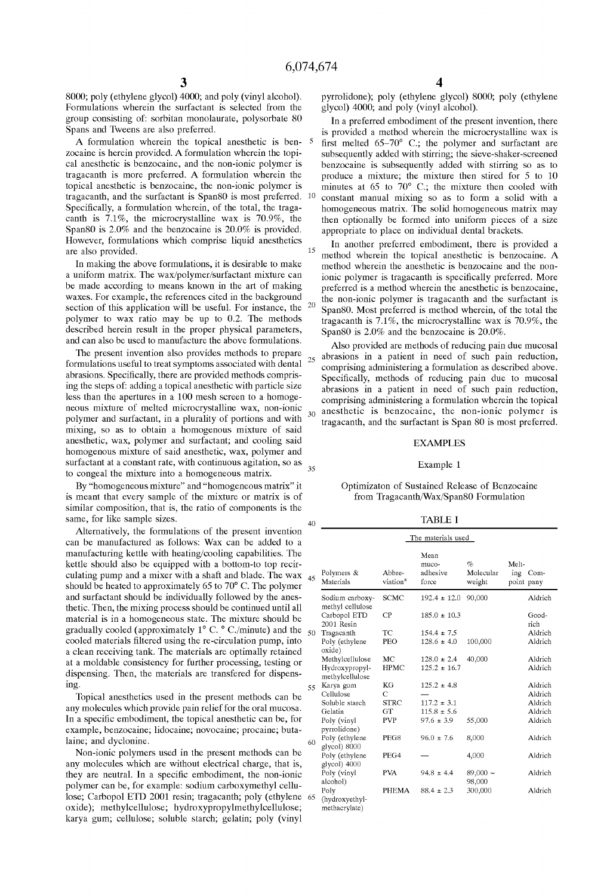8000; poly (ethylene glycol) 4000; and poly (vinyl alcohol). Formulations wherein the surfactant is selected from the group consisting of: sorbitan monolaurate, polysorbate 80 Spans and Tweens are also preferred.

A formulation wherein the topical anesthetic is benzocaine is herein provided. A formulation wherein the topical anesthetic is benzocaine, and the non-ionic polymer is tragacanth is more preferred. A formulation wherein the topical anesthetic is benzocaine, the non-ionic polymer is tragacanth, and the surfactant is Span80 is most preferred. Specifically, a formulation wherein, of the total, the tragacanth is 7.1%, the microcrystalline wax is 70.9%, the Span80 is 2.0% and the benzocaine is 20.0% is provided. However, formulations which comprise liquid anesthetics are also provided.

In making the above formulations, it is desirable to make a uniform matrix. The wax/polymer/surfactant mixture can be made according to means known in the art of making waxes. For example, the references cited in the background section of this application will be useful. For instance, the polymer to wax ratio may be up to 0.2. The methods described herein result in the proper physical parameters, and can also be used to manufacture the above formulations.

The present invention also provides methods to prepare formulations useful to treat symptoms associated with dental abrasions. Specifically, there are provided methods comprising the steps of: adding a topical anesthetic with particle size less than the apertures in a 100 mesh screen to a homogeneous mixture of melted microcrystalline wax, non-ionic polymer and surfactant, in a plurality of portions and with mixing, so as to obtain a homogenous mixture of said anesthetic, wax, polymer and surfactant; and cooling said homogenous mixture of said anesthetic, wax, polymer and surfactant at a constant rate, with continuous agitation, so as to congeal the mixture into a homogeneous matrix.

By "homogeneous mixture" and "homogeneous matrix" it is meant that every sample of the mixture or matrix is of similar composition, that is, the ratio of components is the same, for like sample sizes.

Alternatively, the formulations of the present invention can be manufactured as follows: Wax can be added to a manufacturing kettle with heating/cooling capabilities. The kettle should also be equipped with a bottom-to top recirculating pump and a mixer with a shaft and blade. The wax should be heated to approximately 65 to 70° C. The polymer and surfactant should be individually followed by the anesthetic. Then, the mixing process should be continued until all material is in a homogeneous state. The mixture should be gradually cooled (approximately 1° C. ° C./minute) and the cooled materials filtered using the re-circulation pump, into a clean receiving tank. The materials are optimally retained at a moldable consistency for further processing, testing or dispensing. Then, the materials are transfered for dispensing.

Topical anesthetics used in the present methods can be any molecules which provide pain relief for the oral mucosa. In a specific embodiment, the topical anesthetic can be, for example, benzocaine; lidocaine; novocaine; procaine; butalaine; and dyclonine.

Non-ionic polymers used in the present methods can be any molecules which are without electrical charge, that is, they are neutral. In a specific embodiment, the non-ionic polymer can be, for example: sodium carboxymethyl cellulose; Carbopol ETD 2001 resin; tragacanth; poly (ethylene oxide); methylcellulose; hydroxypropylmethylcellulose; karya gum; cellulose; soluble starch; gelatin; poly (vinyl pyrrolidone); poly (ethylene glycol) 8000; poly (ethylene glycol) 4000; and poly (vinyl alcohol).

In a preferred embodiment of the present invention, there is provided a method wherein the microcrystalline wax is first melted 65–70° C.; the polymer and surfactant are subsequently added with stirring; the sieve-shaker-screened benzocaine is subsequently added with stirring so as to produce a mixture; the mixture then stired for 5 to 10 minutes at 65 to 70° C.; the mixture then cooled with constant manual mixing so as to form a solid with a homogeneous matrix. The solid homogeneous matrix may then optionally be formed into uniform pieces of a size appropriate to place on individual dental brackets.

In another preferred embodiment, there is provided a method wherein the topical anesthetic is benzocaine. A method wherein the anesthetic is benzocaine and the non-ionic polymer is tragacanth is specifically preferred. More preferred is a method wherein the anesthetic is benzocaine, the non-ionic polymer is tragacanth and the surfactant is Span80. Most preferred is method wherein, of the total the tragacanth is 7.1%, the microcrystalline wax is 70.9%, the Span80 is 2.0% and the benzocaine is 20.0%.

Also provided are methods of reducing pain due mucosal abrasions in a patient in need of such pain reduction, comprising administering a formulation as described above. Specifically, methods of reducing pain due mucosal abrasions in a patient in need of such pain reduction, comprising administering a formulation wherein the topical anesthetic is benzocaine, the non-ionic polymer is tragacanth, and the surfactant is Span 80 is most preferred.

## EXAMPLES

### Example 1

Optimizaton of Sustained Release of Benzocaine from Tragacanth/Wax/Span80 Formulation

TABLE I

The materials used

| Polymers & Materials | Abbreviation[a] | Mean mucoadhesive force | % Molecular weight | Melting point | Company |
|---|---|---|---|---|---|
| Sodium carboxymethyl cellulose | SCMC | 192.4 ± 12.0 | 90,000 | | Aldrich |
| Carbopol ETD 2001 Resin | CP | 185.0 ± 10.3 | | | Goodrich |
| Tragacanth | TC | 154.4 ± 7.5 | | | Aldrich |
| Poly (ethylene oxide) | PEO | 128.6 ± 4.0 | 100,000 | | Aldrich |
| Methylcellulose | MC | 128.0 ± 2.4 | 40,000 | | Aldrich |
| Hydroxypropylmethylcellulose | HPMC | 125.2 ± 16.7 | | | Aldrich |
| Karya gum | KG | 125.2 ± 4.8 | | | Aldrich |
| Cellulose | C | — | | | Aldrich |
| Soluble starch | STRC | 117.2 ± 3.1 | | | Aldrich |
| Gelatin | GT | 115.8 ± 5.6 | | | Aldrich |
| Poly (vinyl pyrrolidone) | PVP | 97.6 ± 3.9 | 55,000 | | Aldrich |
| Poly (ethylene glycol) 8000 | PEG8 | 96.0 ± 7.6 | 8,000 | | Aldrich |
| Poly (ethylene glycol) 4000 | PEG4 | — | 4,000 | | Aldrich |
| Poly (vinyl alcohol) | PVA | 94.8 ± 4.4 | 89,000 ~ 98,000 | | Aldrich |
| Poly (hydroxyethylmethacrylate) | PHEMA | 88.4 ± 2.3 | 300,000 | | Aldrich |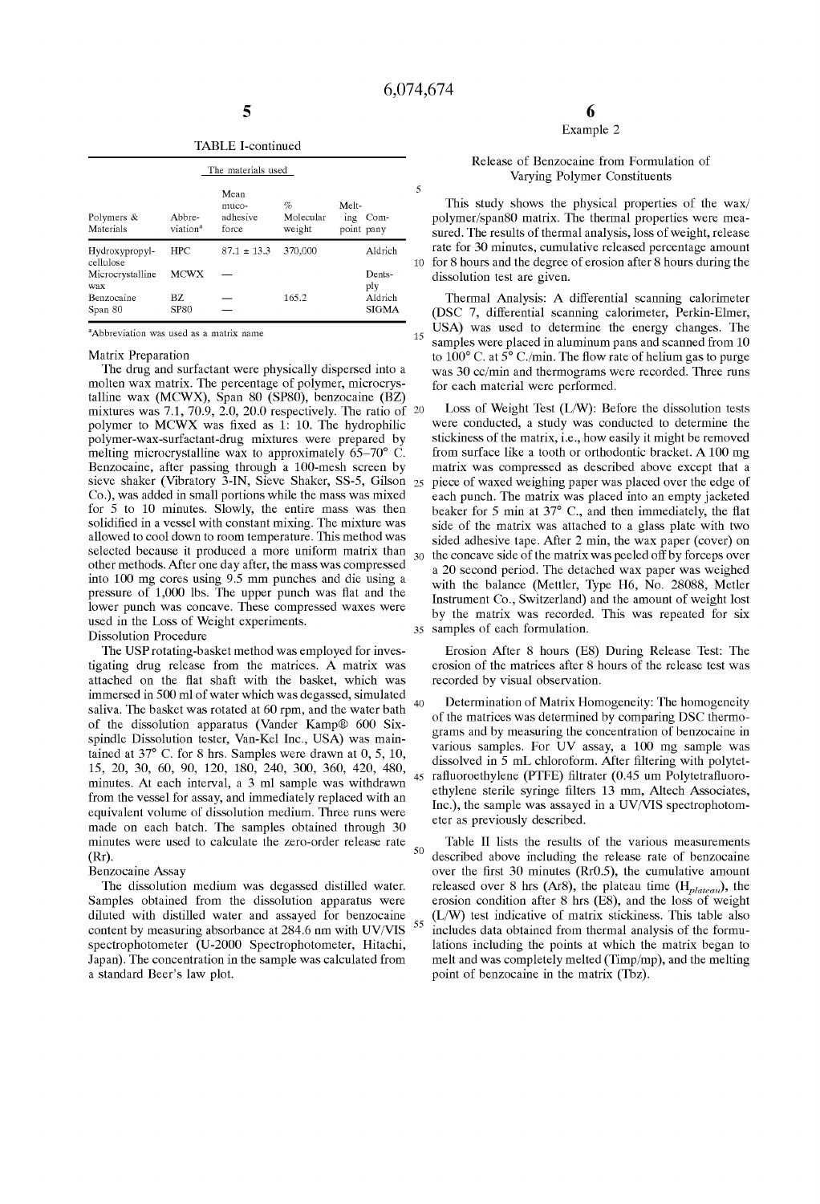TABLE I-continued

The materials used

| Polymers & Materials | Abbre- viation[a] | Mean muco- adhesive force | % Molecular weight | Melt- ing point | Com- pany |
|---|---|---|---|---|---|
| Hydroxypropyl- cellulose | HPC | 87.1 ± 13.3 | 370,000 | | Aldrich |
| Microcrystalline wax | MCWX | — | | | Dents- ply |
| Benzocaine | BZ | — | 165.2 | | Aldrich |
| Span 80 | SP80 | — | | | SIGMA |

[a]Abbreviation was used as a matrix name

Matrix Preparation

The drug and surfactant were physically dispersed into a molten wax matrix. The percentage of polymer, microcrystalline wax (MCWX), Span 80 (SP80), benzocaine (BZ) mixtures was 7.1, 70.9, 2.0, 20.0 respectively. The ratio of polymer to MCWX was fixed as 1: 10. The hydrophilic polymer-wax-surfactant-drug mixtures were prepared by melting microcrystalline wax to approximately 65–70° C. Benzocaine, after passing through a 100-mesh screen by sieve shaker (Vibratory 3-IN, Sieve Shaker, SS-5, Gilson Co.), was added in small portions while the mass was mixed for 5 to 10 minutes. Slowly, the entire mass was then solidified in a vessel with constant mixing. The mixture was allowed to cool down to room temperature. This method was selected because it produced a more uniform matrix than other methods. After one day after, the mass was compressed into 100 mg cores using 9.5 mm punches and die using a pressure of 1,000 lbs. The upper punch was flat and the lower punch was concave. These compressed waxes were used in the Loss of Weight experiments.

Dissolution Procedure

The USP rotating-basket method was employed for investigating drug release from the matrices. A matrix was attached on the flat shaft with the basket, which was immersed in 500 ml of water which was degassed, simulated saliva. The basket was rotated at 60 rpm, and the water bath of the dissolution apparatus (Vander Kamp® 600 Six-spindle Dissolution tester, Van-Kel Inc., USA) was maintained at 37° C. for 8 hrs. Samples were drawn at 0, 5, 10, 15, 20, 30, 60, 90, 120, 180, 240, 300, 360, 420, 480, minutes. At each interval, a 3 ml sample was withdrawn from the vessel for assay, and immediately replaced with an equivalent volume of dissolution medium. Three runs were made on each batch. The samples obtained through 30 minutes were used to calculate the zero-order release rate (Rr).

Benzocaine Assay

The dissolution medium was degassed distilled water. Samples obtained from the dissolution apparatus were diluted with distilled water and assayed for benzocaine content by measuring absorbance at 284.6 nm with UV/VIS spectrophotometer (U-2000 Spectrophotometer, Hitachi, Japan). The concentration in the sample was calculated from a standard Beer's law plot.

## Example 2

### Release of Benzocaine from Formulation of Varying Polymer Constituents

This study shows the physical properties of the wax/polymer/span80 matrix. The thermal properties were measured. The results of thermal analysis, loss of weight, release rate for 30 minutes, cumulative released percentage amount for 8 hours and the degree of erosion after 8 hours during the dissolution test are given.

Thermal Analysis: A differential scanning calorimeter (DSC 7, differential scanning calorimeter, Perkin-Elmer, USA) was used to determine the energy changes. The samples were placed in aluminum pans and scanned from 10 to 100° C. at 5° C./min. The flow rate of helium gas to purge was 30 cc/min and thermograms were recorded. Three runs for each material were performed.

Loss of Weight Test (L/W): Before the dissolution tests were conducted, a study was conducted to determine the stickiness of the matrix, i.e., how easily it might be removed from surface like a tooth or orthodontic bracket. A 100 mg matrix was compressed as described above except that a piece of waxed weighing paper was placed over the edge of each punch. The matrix was placed into an empty jacketed beaker for 5 min at 37° C., and then immediately, the flat side of the matrix was attached to a glass plate with two sided adhesive tape. After 2 min, the wax paper (cover) on the concave side of the matrix was peeled off by forceps over a 20 second period. The detached wax paper was weighed with the balance (Mettler, Type H6, No. 28088, Metler Instrument Co., Switzerland) and the amount of weight lost by the matrix was recorded. This was repeated for six samples of each formulation.

Erosion After 8 hours (E8) During Release Test: The erosion of the matrices after 8 hours of the release test was recorded by visual observation.

Determination of Matrix Homogeneity: The homogeneity of the matrices was determined by comparing DSC thermograms and by measuring the concentration of benzocaine in various samples. For UV assay, a 100 mg sample was dissolved in 5 mL chloroform. After filtering with polytetrafluoroethylene (PTFE) filtrater (0.45 um Polytetrafluoroethylene sterile syringe filters 13 mm, Altech Associates, Inc.), the sample was assayed in a UV/VIS spectrophotometer as previously described.

Table II lists the results of the various measurements described above including the release rate of benzocaine over the first 30 minutes (Rr0.5), the cumulative amount released over 8 hrs (Ar8), the plateau time ($H_{plateau}$), the erosion condition after 8 hrs (E8), and the loss of weight (L/W) test indicative of matrix stickiness. This table also includes data obtained from thermal analysis of the formulations including the points at which the matrix began to melt and was completely melted (Timp/mp), and the melting point of benzocaine in the matrix (Tbz).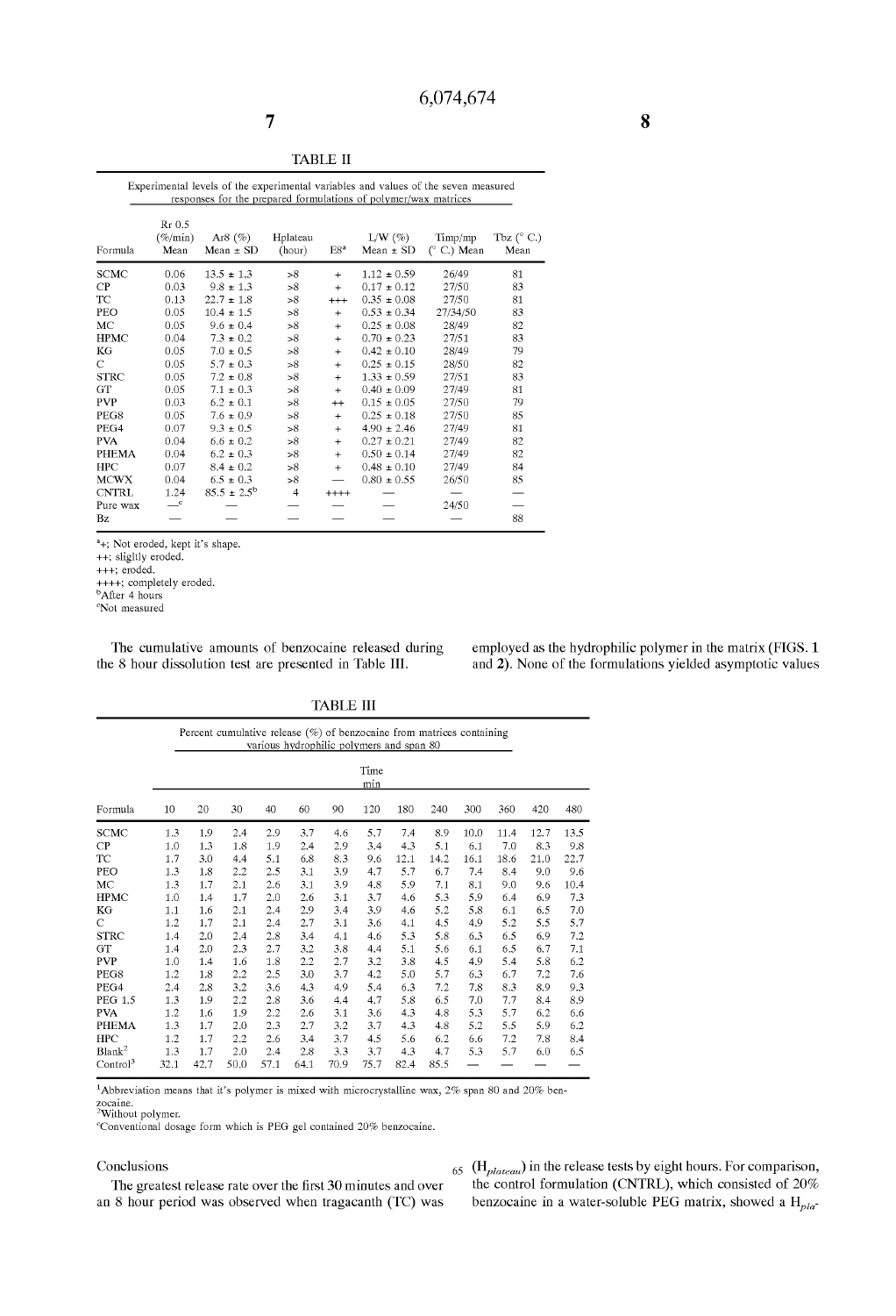TABLE II

Experimental levels of the experimental variables and values of the seven measured responses for the prepared formulations of polymer/wax matrices

| Formula | Rr 0.5 (%/min) Mean | Ar8 (%) Mean ± SD | Hplateau (hour) | E8[a] | L/W (%) Mean ± SD | Timp/mp (° C.) Mean | Tbz (° C.) Mean |
|---|---|---|---|---|---|---|---|
| SCMC | 0.06 | 13.5 ± 1.3 | >8 | + | 1.12 ± 0.59 | 26/49 | 81 |
| CP | 0.03 | 9.8 ± 1.3 | >8 | + | 0.17 ± 0.12 | 27/50 | 83 |
| TC | 0.13 | 22.7 ± 1.8 | >8 | +++ | 0.35 ± 0.08 | 27/50 | 81 |
| PEO | 0.05 | 10.4 ± 1.5 | >8 | + | 0.53 ± 0.34 | 27/34/50 | 83 |
| MC | 0.05 | 9.6 ± 0.4 | >8 | + | 0.25 ± 0.08 | 28/49 | 82 |
| HPMC | 0.04 | 7.3 ± 0.2 | >8 | + | 0.70 ± 0.23 | 27/51 | 83 |
| KG | 0.05 | 7.0 ± 0.5 | >8 | + | 0.42 ± 0.10 | 28/49 | 79 |
| C | 0.05 | 5.7 ± 0.3 | >8 | + | 0.25 ± 0.15 | 28/50 | 82 |
| STRC | 0.05 | 7.2 ± 0.8 | >8 | + | 1.33 ± 0.59 | 27/51 | 83 |
| GT | 0.05 | 7.1 ± 0.3 | >8 | + | 0.40 ± 0.09 | 27/49 | 81 |
| PVP | 0.03 | 6.2 ± 0.1 | >8 | ++ | 0.15 ± 0.05 | 27/50 | 79 |
| PEG8 | 0.05 | 7.6 ± 0.9 | >8 | + | 0.25 ± 0.18 | 27/50 | 85 |
| PEG4 | 0.07 | 9.3 ± 0.5 | >8 | + | 4.90 ± 2.46 | 27/49 | 81 |
| PVA | 0.04 | 6.6 ± 0.2 | >8 | + | 0.27 ± 0.21 | 27/49 | 82 |
| PHEMA | 0.04 | 6.2 ± 0.3 | >8 | + | 0.50 ± 0.14 | 27/49 | 82 |
| HPC | 0.07 | 8.4 ± 0.2 | >8 | + | 0.48 ± 0.10 | 27/49 | 84 |
| MCWX | 0.04 | 6.5 ± 0.3 | >8 | — | 0.80 ± 0.55 | 26/50 | 85 |
| CNTRL | 1.24 | 85.5 ± 2.5[b] | 4 | ++++ | — | — | — |
| Pure wax | —[c] | — | — | — | — | 24/50 | — |
| Bz | — | — | — | — | — | — | 88 |

[a]+; Not eroded, kept it's shape.
++; sligtly eroded.
+++; eroded.
++++; completely eroded.
[b]After 4 hours
[c]Not measured

The cumulative amounts of benzocaine released during the 8 hour dissolution test are presented in Table III.

TABLE III

Percent cumulative release (%) of benzocaine from matrices containing various hydrophilic polymers and span 80

| Formula | Time min 10 | 20 | 30 | 40 | 60 | 90 | 120 | 180 | 240 | 300 | 360 | 420 | 480 |
|---|---|---|---|---|---|---|---|---|---|---|---|---|---|
| SCMC | 1.3 | 1.9 | 2.4 | 2.9 | 3.7 | 4.6 | 5.7 | 7.4 | 8.9 | 10.0 | 11.4 | 12.7 | 13.5 |
| CP | 1.0 | 1.3 | 1.8 | 1.9 | 2.4 | 2.9 | 3.4 | 4.3 | 5.1 | 6.1 | 7.0 | 8.3 | 9.8 |
| TC | 1.7 | 3.0 | 4.4 | 5.1 | 6.8 | 8.3 | 9.6 | 12.1 | 14.2 | 16.1 | 18.6 | 21.0 | 22.7 |
| PEO | 1.3 | 1.8 | 2.2 | 2.5 | 3.1 | 3.9 | 4.7 | 5.7 | 6.7 | 7.4 | 8.4 | 9.0 | 9.6 |
| MC | 1.3 | 1.7 | 2.1 | 2.6 | 3.1 | 3.9 | 4.8 | 5.9 | 7.1 | 8.1 | 9.0 | 9.6 | 10.4 |
| HPMC | 1.0 | 1.4 | 1.7 | 2.0 | 2.6 | 3.1 | 3.7 | 4.6 | 5.3 | 5.9 | 6.4 | 6.9 | 7.3 |
| KG | 1.1 | 1.6 | 2.1 | 2.4 | 2.9 | 3.4 | 3.9 | 4.6 | 5.2 | 5.8 | 6.1 | 6.5 | 7.0 |
| C | 1.2 | 1.7 | 2.1 | 2.4 | 2.7 | 3.1 | 3.6 | 4.1 | 4.5 | 4.9 | 5.2 | 5.5 | 5.7 |
| STRC | 1.4 | 2.0 | 2.4 | 2.8 | 3.4 | 4.1 | 4.6 | 5.3 | 5.8 | 6.3 | 6.5 | 6.9 | 7.2 |
| GT | 1.4 | 2.0 | 2.3 | 2.7 | 3.2 | 3.8 | 4.4 | 5.1 | 5.6 | 6.1 | 6.5 | 6.7 | 7.1 |
| PVP | 1.0 | 1.4 | 1.6 | 1.8 | 2.2 | 2.7 | 3.2 | 3.8 | 4.5 | 4.9 | 5.4 | 5.8 | 6.2 |
| PEG8 | 1.2 | 1.8 | 2.2 | 2.5 | 3.0 | 3.7 | 4.2 | 5.0 | 5.7 | 6.3 | 6.7 | 7.2 | 7.6 |
| PEG4 | 2.4 | 2.8 | 3.2 | 3.6 | 4.3 | 4.9 | 5.4 | 6.3 | 7.2 | 7.8 | 8.3 | 8.9 | 9.3 |
| PEG 1.5 | 1.3 | 1.9 | 2.2 | 2.8 | 3.6 | 4.4 | 4.7 | 5.8 | 6.5 | 7.0 | 7.7 | 8.4 | 8.9 |
| PVA | 1.2 | 1.6 | 1.9 | 2.2 | 2.6 | 3.1 | 3.6 | 4.3 | 4.8 | 5.3 | 5.7 | 6.2 | 6.6 |
| PHEMA | 1.3 | 1.7 | 2.0 | 2.3 | 2.7 | 3.2 | 3.7 | 4.3 | 4.8 | 5.2 | 5.5 | 5.9 | 6.2 |
| HPC | 1.2 | 1.7 | 2.2 | 2.6 | 3.4 | 3.7 | 4.5 | 5.6 | 6.2 | 6.6 | 7.2 | 7.8 | 8.4 |
| Blank[2] | 1.3 | 1.7 | 2.0 | 2.4 | 2.8 | 3.3 | 3.7 | 4.3 | 4.7 | 5.3 | 5.7 | 6.0 | 6.5 |
| Control[3] | 32.1 | 42.7 | 50.0 | 57.1 | 64.1 | 70.9 | 75.7 | 82.4 | 85.5 | — | — | — | — |

[1]Abbreviation means that it's polymer is mixed with microcrystalline wax, 2% span 80 and 20% benzocaine.
[2]Without polymer.
[c]Conventional dosage form which is PEG gel contained 20% benzocaine.

## Conclusions

The greatest release rate over the first 30 minutes and over an 8 hour period was observed when tragacanth (TC) was employed as the hydrophilic polymer in the matrix (FIGS. 1 and 2). None of the formulations yielded asymptotic values ($H_{plateau}$) in the release tests by eight hours. For comparison, the control formulation (CNTRL), which consisted of 20% benzocaine in a water-soluble PEG matrix, showed a $H_{pla-}$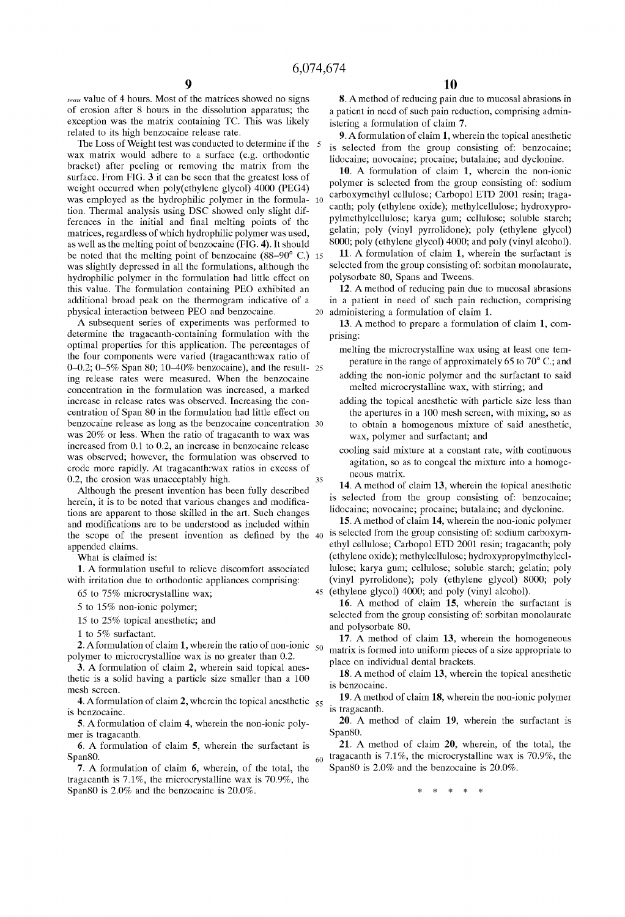$_{\text{teau}}$ value of 4 hours. Most of the matrices showed no signs of erosion after 8 hours in the dissolution apparatus; the exception was the matrix containing TC. This was likely related to its high benzocaine release rate.

The Loss of Weight test was conducted to determine if the wax matrix would adhere to a surface (e.g. orthodontic bracket) after peeling or removing the matrix from the surface. From FIG. 3 it can be seen that the greatest loss of weight occurred when poly(ethylene glycol) 4000 (PEG4) was employed as the hydrophilic polymer in the formulation. Thermal analysis using DSC showed only slight differences in the initial and final melting points of the matrices, regardless of which hydrophilic polymer was used, as well as the melting point of benzocaine (FIG. 4). It should be noted that the melting point of benzocaine (88–90° C.) was slightly depressed in all the formulations, although the hydrophilic polymer in the formulation had little effect on this value. The formulation containing PEO exhibited an additional broad peak on the thermogram indicative of a physical interaction between PEO and benzocaine.

A subsequent series of experiments was performed to determine the tragacanth-containing formulation with the optimal properties for this application. The percentages of the four components were varied (tragacanth:wax ratio of 0–0.2; 0–5% Span 80; 10–40% benzocaine), and the resulting release rates were measured. When the benzocaine concentration in the formulation was increased, a marked increase in release rates was observed. Increasing the concentration of Span 80 in the formulation had little effect on benzocaine release as long as the benzocaine concentration was 20% or less. When the ratio of tragacanth to wax was increased from 0.1 to 0.2, an increase in benzocaine release was observed; however, the formulation was observed to erode more rapidly. At tragacanth:wax ratios in excess of 0.2, the erosion was unacceptably high.

Although the present invention has been fully described herein, it is to be noted that various changes and modifications are apparent to those skilled in the art. Such changes and modifications are to be understood as included within the scope of the present invention as defined by the appended claims.

What is claimed is:

1. A formulation useful to relieve discomfort associated with irritation due to orthodontic appliances comprising:

65 to 75% microcrystalline wax;

5 to 15% non-ionic polymer;

15 to 25% topical anesthetic; and

1 to 5% surfactant.

2. A formulation of claim 1, wherein the ratio of non-ionic polymer to microcrystalline wax is no greater than 0.2.

3. A formulation of claim 2, wherein said topical anesthetic is a solid having a particle size smaller than a 100 mesh screen.

4. A formulation of claim 2, wherein the topical anesthetic is benzocaine.

5. A formulation of claim 4, wherein the non-ionic polymer is tragacanth.

6. A formulation of claim 5, wherein the surfactant is Span80.

7. A formulation of claim 6, wherein, of the total, the tragacanth is 7.1%, the microcrystalline wax is 70.9%, the Span80 is 2.0% and the benzocaine is 20.0%.

8. A method of reducing pain due to mucosal abrasions in a patient in need of such pain reduction, comprising administering a formulation of claim 7.

9. A formulation of claim 1, wherein the topical anesthetic is selected from the group consisting of: benzocaine; lidocaine; novocaine; procaine; butalaine; and dyclonine.

10. A formulation of claim 1, wherein the non-ionic polymer is selected from the group consisting of: sodium carboxymethyl cellulose; Carbopol ETD 2001 resin; tragacanth; poly (ethylene oxide); methylcellulose; hydroxypropylmethylcellulose; karya gum; cellulose; soluble starch; gelatin; poly (vinyl pyrrolidone); poly (ethylene glycol) 8000; poly (ethylene glycol) 4000; and poly (vinyl alcohol).

11. A formulation of claim 1, wherein the surfactant is selected from the group consisting of: sorbitan monolaurate, polysorbate 80, Spans and Tweens.

12. A method of reducing pain due to mucosal abrasions in a patient in need of such pain reduction, comprising administering a formulation of claim 1.

13. A method to prepare a formulation of claim 1, comprising:

melting the microcrystalline wax using at least one temperature in the range of approximately 65 to 70° C.; and

adding the non-ionic polymer and the surfactant to said melted microcrystalline wax, with stirring; and

adding the topical anesthetic with particle size less than the apertures in a 100 mesh screen, with mixing, so as to obtain a homogenous mixture of said anesthetic, wax, polymer and surfactant; and

cooling said mixture at a constant rate, with continuous agitation, so as to congeal the mixture into a homogeneous matrix.

14. A method of claim 13, wherein the topical anesthetic is selected from the group consisting of: benzocaine; lidocaine; novocaine; procaine; butalaine; and dyclonine.

15. A method of claim 14, wherein the non-ionic polymer is selected from the group consisting of: sodium carboxymethyl cellulose; Carbopol ETD 2001 resin; tragacanth; poly (ethylene oxide); methylcellulose; hydroxypropylmethylcellulose; karya gum; cellulose; soluble starch; gelatin; poly (vinyl pyrrolidone); poly (ethylene glycol) 8000; poly (ethylene glycol) 4000; and poly (vinyl alcohol).

16. A method of claim 15, wherein the surfactant is selected from the group consisting of: sorbitan monolaurate and polysorbate 80.

17. A method of claim 13, wherein the homogeneous matrix is formed into uniform pieces of a size appropriate to place on individual dental brackets.

18. A method of claim 13, wherein the topical anesthetic is benzocaine.

19. A method of claim 18, wherein the non-ionic polymer is tragacanth.

20. A method of claim 19, wherein the surfactant is Span80.

21. A method of claim 20, wherein, of the total, the tragacanth is 7.1%, the microcrystalline wax is 70.9%, the Span80 is 2.0% and the benzocaine is 20.0%.

* * * * *